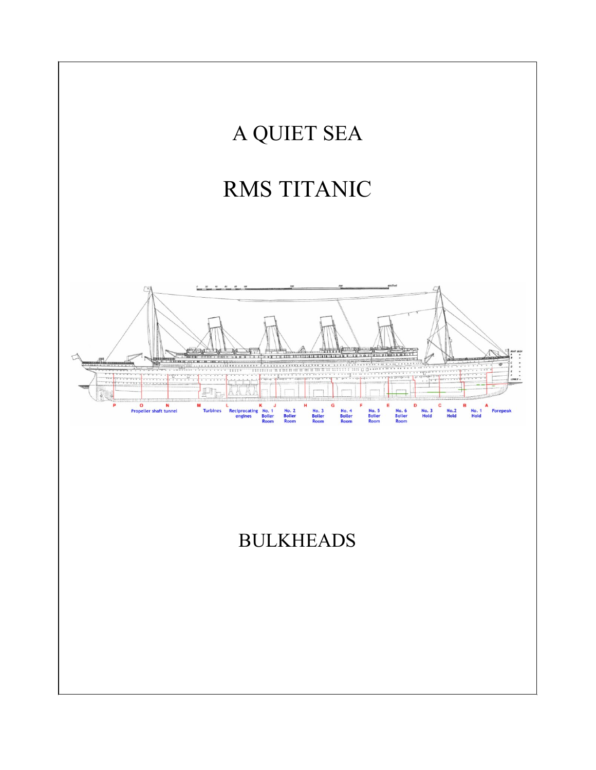# A QUIET SEA

# RMS TITANIC

P O N M L K J H G F E D C B A

Propeller shaft tunnel Turbines Reciprocating engines No. 1 Boiler Room No. 2 Boiler Room No. 3 Boiler Room No. 4 Boiler Room No. 5 Boiler Room No. 6 Boiler Room No. 3 Hold No. 2 Hold No. 1 Hold Forepeak

# BULKHEADS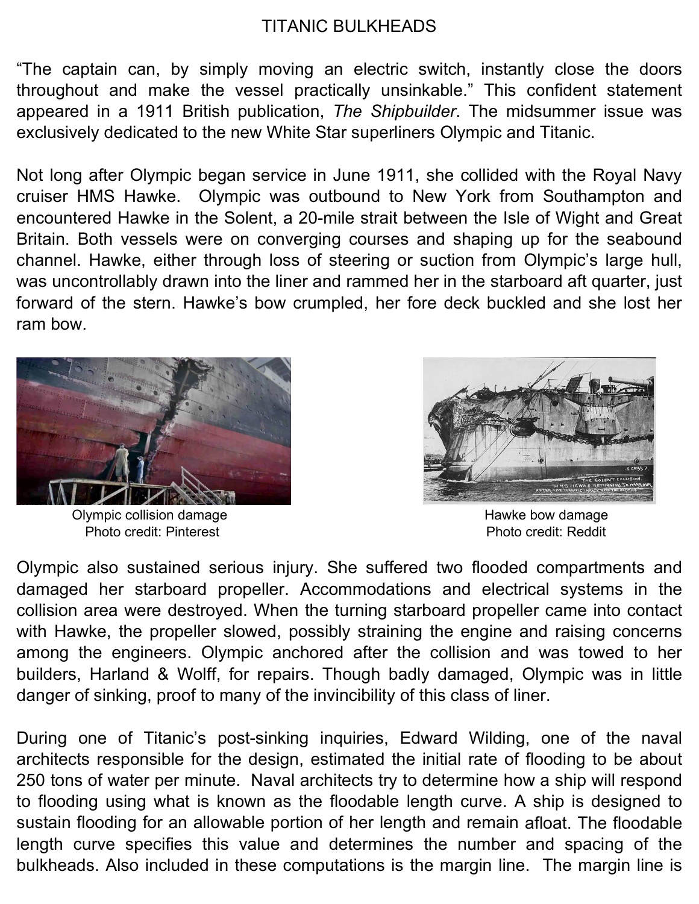# TITANIC BULKHEADS

"The captain can, by simply moving an electric switch, instantly close the doors throughout and make the vessel practically unsinkable." This confident statement appeared in a 1911 British publication, *The Shipbuilder*. The midsummer issue was exclusively dedicated to the new White Star superliners Olympic and Titanic.

Not long after Olympic began service in June 1911, she collided with the Royal Navy cruiser HMS Hawke. Olympic was outbound to New York from Southampton and encountered Hawke in the Solent, a 20-mile strait between the Isle of Wight and Great Britain. Both vessels were on converging courses and shaping up for the seabound channel. Hawke, either through loss of steering or suction from Olympic's large hull, was uncontrollably drawn into the liner and rammed her in the starboard aft quarter, just forward of the stern. Hawke's bow crumpled, her fore deck buckled and she lost her ram bow.

Olympic collision damage
Photo credit: Pinterest

Hawke bow damage
Photo credit: Reddit

Olympic also sustained serious injury. She suffered two flooded compartments and damaged her starboard propeller. Accommodations and electrical systems in the collision area were destroyed. When the turning starboard propeller came into contact with Hawke, the propeller slowed, possibly straining the engine and raising concerns among the engineers. Olympic anchored after the collision and was towed to her builders, Harland & Wolff, for repairs. Though badly damaged, Olympic was in little danger of sinking, proof to many of the invincibility of this class of liner.

During one of Titanic's post-sinking inquiries, Edward Wilding, one of the naval architects responsible for the design, estimated the initial rate of flooding to be about 250 tons of water per minute. Naval architects try to determine how a ship will respond to flooding using what is known as the floodable length curve. A ship is designed to sustain flooding for an allowable portion of her length and remain afloat. The floodable length curve specifies this value and determines the number and spacing of the bulkheads. Also included in these computations is the margin line. The margin line is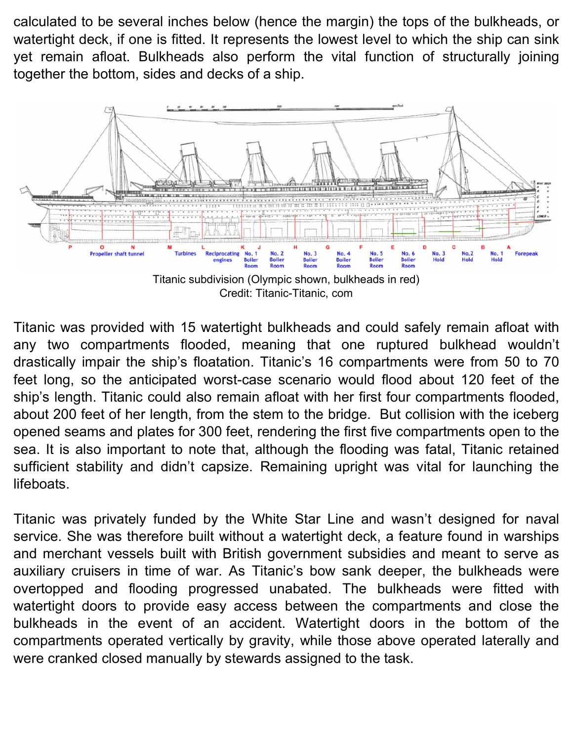calculated to be several inches below (hence the margin) the tops of the bulkheads, or watertight deck, if one is fitted. It represents the lowest level to which the ship can sink yet remain afloat. Bulkheads also perform the vital function of structurally joining together the bottom, sides and decks of a ship.

Titanic subdivision (Olympic shown, bulkheads in red)
Credit: Titanic-Titanic, com

Titanic was provided with 15 watertight bulkheads and could safely remain afloat with any two compartments flooded, meaning that one ruptured bulkhead wouldn't drastically impair the ship's floatation. Titanic's 16 compartments were from 50 to 70 feet long, so the anticipated worst-case scenario would flood about 120 feet of the ship's length. Titanic could also remain afloat with her first four compartments flooded, about 200 feet of her length, from the stem to the bridge. But collision with the iceberg opened seams and plates for 300 feet, rendering the first five compartments open to the sea. It is also important to note that, although the flooding was fatal, Titanic retained sufficient stability and didn't capsize. Remaining upright was vital for launching the lifeboats.

Titanic was privately funded by the White Star Line and wasn't designed for naval service. She was therefore built without a watertight deck, a feature found in warships and merchant vessels built with British government subsidies and meant to serve as auxiliary cruisers in time of war. As Titanic's bow sank deeper, the bulkheads were overtopped and flooding progressed unabated. The bulkheads were fitted with watertight doors to provide easy access between the compartments and close the bulkheads in the event of an accident. Watertight doors in the bottom of the compartments operated vertically by gravity, while those above operated laterally and were cranked closed manually by stewards assigned to the task.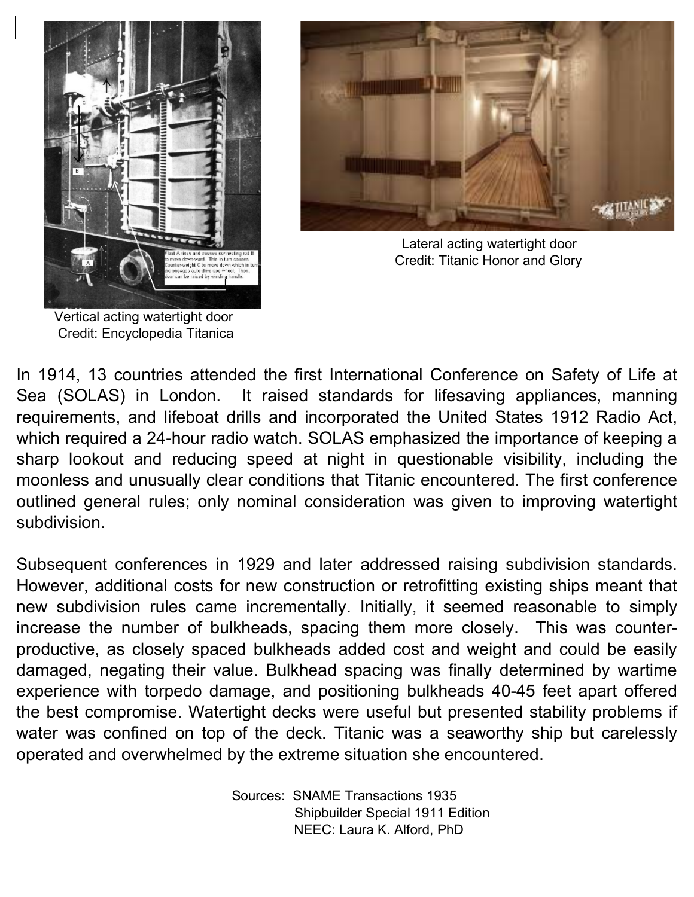Vertical acting watertight door
Credit: Encyclopedia Titanica

Lateral acting watertight door
Credit: Titanic Honor and Glory

In 1914, 13 countries attended the first International Conference on Safety of Life at Sea (SOLAS) in London. It raised standards for lifesaving appliances, manning requirements, and lifeboat drills and incorporated the United States 1912 Radio Act, which required a 24-hour radio watch. SOLAS emphasized the importance of keeping a sharp lookout and reducing speed at night in questionable visibility, including the moonless and unusually clear conditions that Titanic encountered. The first conference outlined general rules; only nominal consideration was given to improving watertight subdivision.

Subsequent conferences in 1929 and later addressed raising subdivision standards. However, additional costs for new construction or retrofitting existing ships meant that new subdivision rules came incrementally. Initially, it seemed reasonable to simply increase the number of bulkheads, spacing them more closely. This was counter-productive, as closely spaced bulkheads added cost and weight and could be easily damaged, negating their value. Bulkhead spacing was finally determined by wartime experience with torpedo damage, and positioning bulkheads 40-45 feet apart offered the best compromise. Watertight decks were useful but presented stability problems if water was confined on top of the deck. Titanic was a seaworthy ship but carelessly operated and overwhelmed by the extreme situation she encountered.

Sources: SNAME Transactions 1935
Shipbuilder Special 1911 Edition
NEEC: Laura K. Alford, PhD